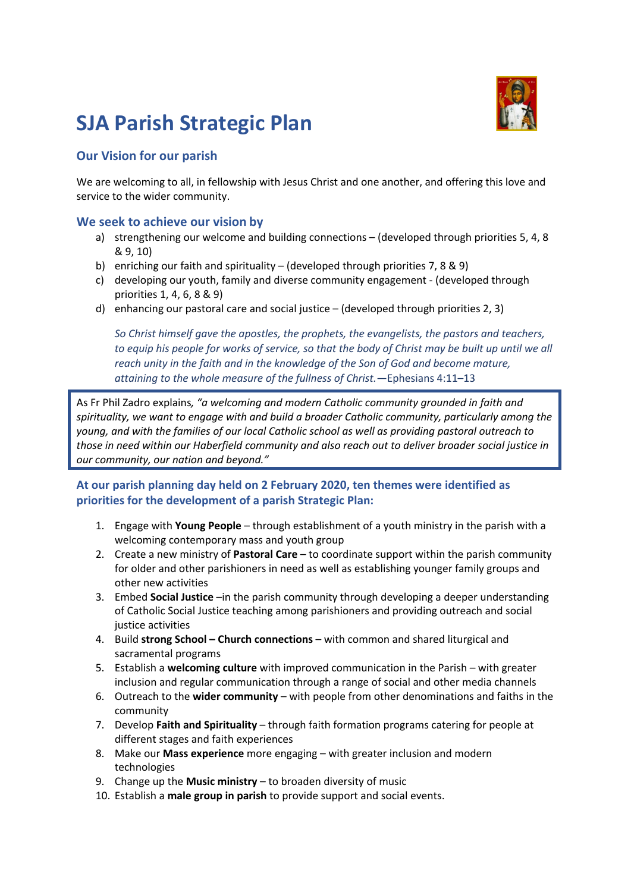# SJA Parish Strategic Plan

## Our Vision for our parish

We are welcoming to all, in fellowship with Jesus Christ and one another, and offering this love and service to the wider community.

## We seek to achieve our vision by

a) strengthening our welcome and building connections – (developed through priorities 5, 4, 8 & 9, 10)
b) enriching our faith and spirituality – (developed through priorities 7, 8 & 9)
c) developing our youth, family and diverse community engagement - (developed through priorities 1, 4, 6, 8 & 9)
d) enhancing our pastoral care and social justice – (developed through priorities 2, 3)

> *So Christ himself gave the apostles, the prophets, the evangelists, the pastors and teachers, to equip his people for works of service, so that the body of Christ may be built up until we all reach unity in the faith and in the knowledge of the Son of God and become mature, attaining to the whole measure of the fullness of Christ.*—Ephesians 4:11–13

As Fr Phil Zadro explains, *"a welcoming and modern Catholic community grounded in faith and spirituality, we want to engage with and build a broader Catholic community, particularly among the young, and with the families of our local Catholic school as well as providing pastoral outreach to those in need within our Haberfield community and also reach out to deliver broader social justice in our community, our nation and beyond."*

## At our parish planning day held on 2 February 2020, ten themes were identified as priorities for the development of a parish Strategic Plan:

1. Engage with **Young People** – through establishment of a youth ministry in the parish with a welcoming contemporary mass and youth group
2. Create a new ministry of **Pastoral Care** – to coordinate support within the parish community for older and other parishioners in need as well as establishing younger family groups and other new activities
3. Embed **Social Justice** –in the parish community through developing a deeper understanding of Catholic Social Justice teaching among parishioners and providing outreach and social justice activities
4. Build **strong School – Church connections** – with common and shared liturgical and sacramental programs
5. Establish a **welcoming culture** with improved communication in the Parish – with greater inclusion and regular communication through a range of social and other media channels
6. Outreach to the **wider community** – with people from other denominations and faiths in the community
7. Develop **Faith and Spirituality** – through faith formation programs catering for people at different stages and faith experiences
8. Make our **Mass experience** more engaging – with greater inclusion and modern technologies
9. Change up the **Music ministry** – to broaden diversity of music
10. Establish a **male group in parish** to provide support and social events.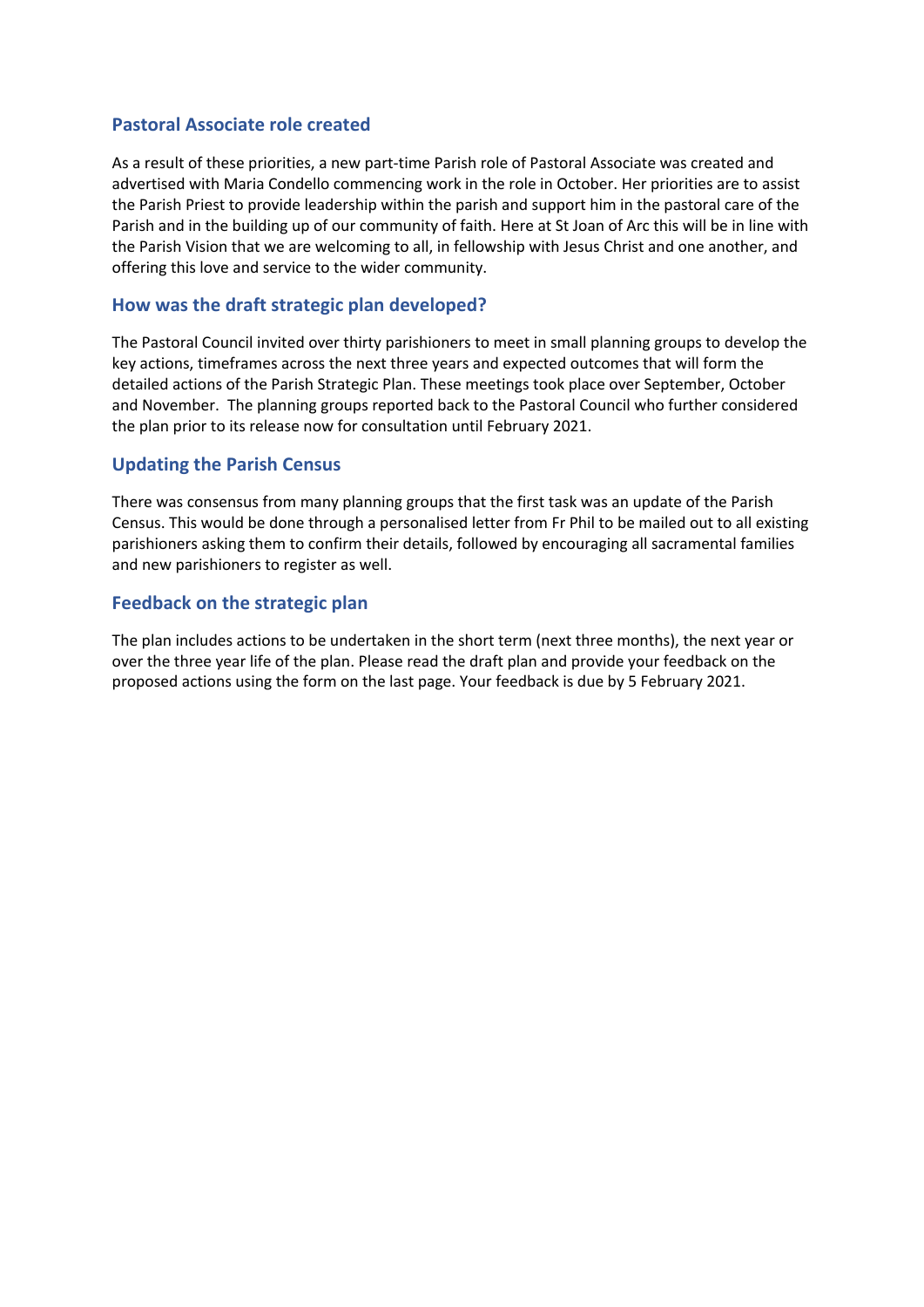## Pastoral Associate role created

As a result of these priorities, a new part-time Parish role of Pastoral Associate was created and advertised with Maria Condello commencing work in the role in October. Her priorities are to assist the Parish Priest to provide leadership within the parish and support him in the pastoral care of the Parish and in the building up of our community of faith. Here at St Joan of Arc this will be in line with the Parish Vision that we are welcoming to all, in fellowship with Jesus Christ and one another, and offering this love and service to the wider community.

## How was the draft strategic plan developed?

The Pastoral Council invited over thirty parishioners to meet in small planning groups to develop the key actions, timeframes across the next three years and expected outcomes that will form the detailed actions of the Parish Strategic Plan. These meetings took place over September, October and November. The planning groups reported back to the Pastoral Council who further considered the plan prior to its release now for consultation until February 2021.

## Updating the Parish Census

There was consensus from many planning groups that the first task was an update of the Parish Census. This would be done through a personalised letter from Fr Phil to be mailed out to all existing parishioners asking them to confirm their details, followed by encouraging all sacramental families and new parishioners to register as well.

## Feedback on the strategic plan

The plan includes actions to be undertaken in the short term (next three months), the next year or over the three year life of the plan. Please read the draft plan and provide your feedback on the proposed actions using the form on the last page. Your feedback is due by 5 February 2021.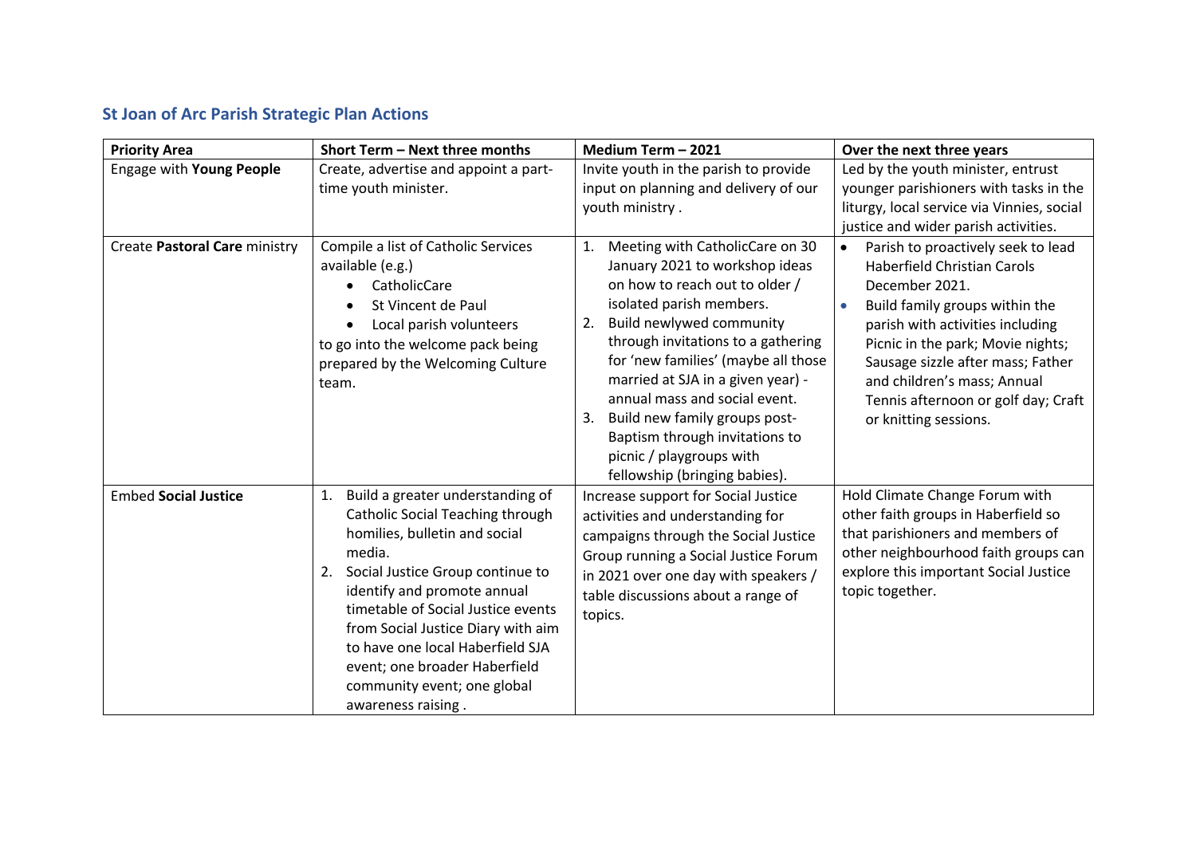## St Joan of Arc Parish Strategic Plan Actions

| Priority Area | Short Term – Next three months | Medium Term – 2021 | Over the next three years |
|---|---|---|---|
| Engage with **Young People** | Create, advertise and appoint a part-time youth minister. | Invite youth in the parish to provide input on planning and delivery of our youth ministry . | Led by the youth minister, entrust younger parishioners with tasks in the liturgy, local service via Vinnies, social justice and wider parish activities. |
| Create **Pastoral Care** ministry | Compile a list of Catholic Services available (e.g.)<br>• CatholicCare<br>• St Vincent de Paul<br>• Local parish volunteers<br>to go into the welcome pack being prepared by the Welcoming Culture team. | 1. Meeting with CatholicCare on 30 January 2021 to workshop ideas on how to reach out to older / isolated parish members.<br>2. Build newlywed community through invitations to a gathering for 'new families' (maybe all those married at SJA in a given year) - annual mass and social event.<br>3. Build new family groups post-Baptism through invitations to picnic / playgroups with fellowship (bringing babies). | • Parish to proactively seek to lead Haberfield Christian Carols December 2021.<br>• Build family groups within the parish with activities including Picnic in the park; Movie nights; Sausage sizzle after mass; Father and children's mass; Annual Tennis afternoon or golf day; Craft or knitting sessions. |
| Embed **Social Justice** | 1. Build a greater understanding of Catholic Social Teaching through homilies, bulletin and social media.<br>2. Social Justice Group continue to identify and promote annual timetable of Social Justice events from Social Justice Diary with aim to have one local Haberfield SJA event; one broader Haberfield community event; one global awareness raising . | Increase support for Social Justice activities and understanding for campaigns through the Social Justice Group running a Social Justice Forum in 2021 over one day with speakers / table discussions about a range of topics. | Hold Climate Change Forum with other faith groups in Haberfield so that parishioners and members of other neighbourhood faith groups can explore this important Social Justice topic together. |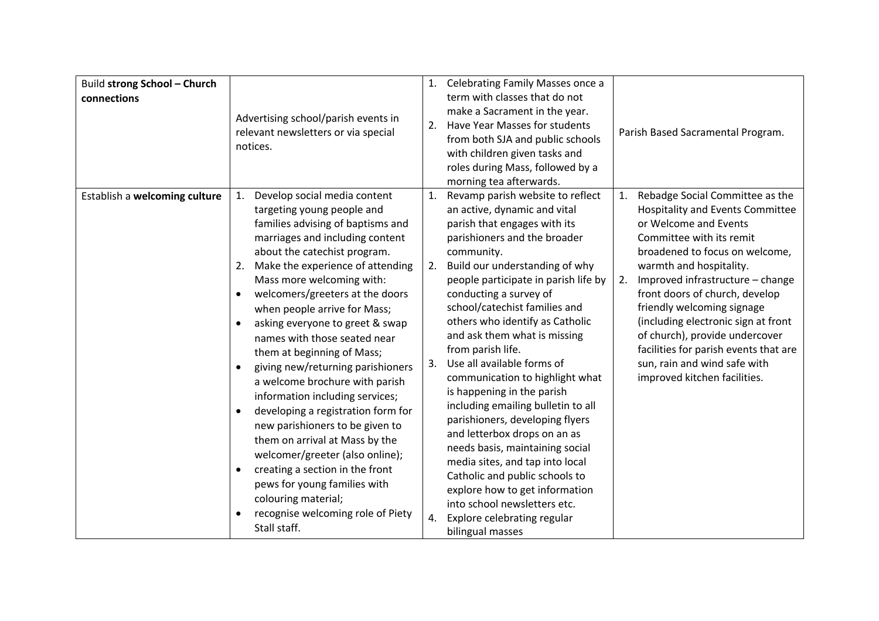| | | | |
|---|---|---|---|
| Build **strong School – Church connections** | Advertising school/parish events in relevant newsletters or via special notices. | 1. Celebrating Family Masses once a term with classes that do not make a Sacrament in the year.<br>2. Have Year Masses for students from both SJA and public schools with children given tasks and roles during Mass, followed by a morning tea afterwards. | Parish Based Sacramental Program. |
| Establish a **welcoming culture** | 1. Develop social media content targeting young people and families advising of baptisms and marriages and including content about the catechist program.<br>2. Make the experience of attending Mass more welcoming with:<br>• welcomers/greeters at the doors when people arrive for Mass;<br>• asking everyone to greet & swap names with those seated near them at beginning of Mass;<br>• giving new/returning parishioners a welcome brochure with parish information including services;<br>• developing a registration form for new parishioners to be given to them on arrival at Mass by the welcomer/greeter (also online);<br>• creating a section in the front pews for young families with colouring material;<br>• recognise welcoming role of Piety Stall staff. | 1. Revamp parish website to reflect an active, dynamic and vital parish that engages with its parishioners and the broader community.<br>2. Build our understanding of why people participate in parish life by conducting a survey of school/catechist families and others who identify as Catholic and ask them what is missing from parish life.<br>3. Use all available forms of communication to highlight what is happening in the parish including emailing bulletin to all parishioners, developing flyers and letterbox drops on an as needs basis, maintaining social media sites, and tap into local Catholic and public schools to explore how to get information into school newsletters etc.<br>4. Explore celebrating regular bilingual masses | 1. Rebadge Social Committee as the Hospitality and Events Committee or Welcome and Events Committee with its remit broadened to focus on welcome, warmth and hospitality.<br>2. Improved infrastructure – change front doors of church, develop friendly welcoming signage (including electronic sign at front of church), provide undercover facilities for parish events that are sun, rain and wind safe with improved kitchen facilities. |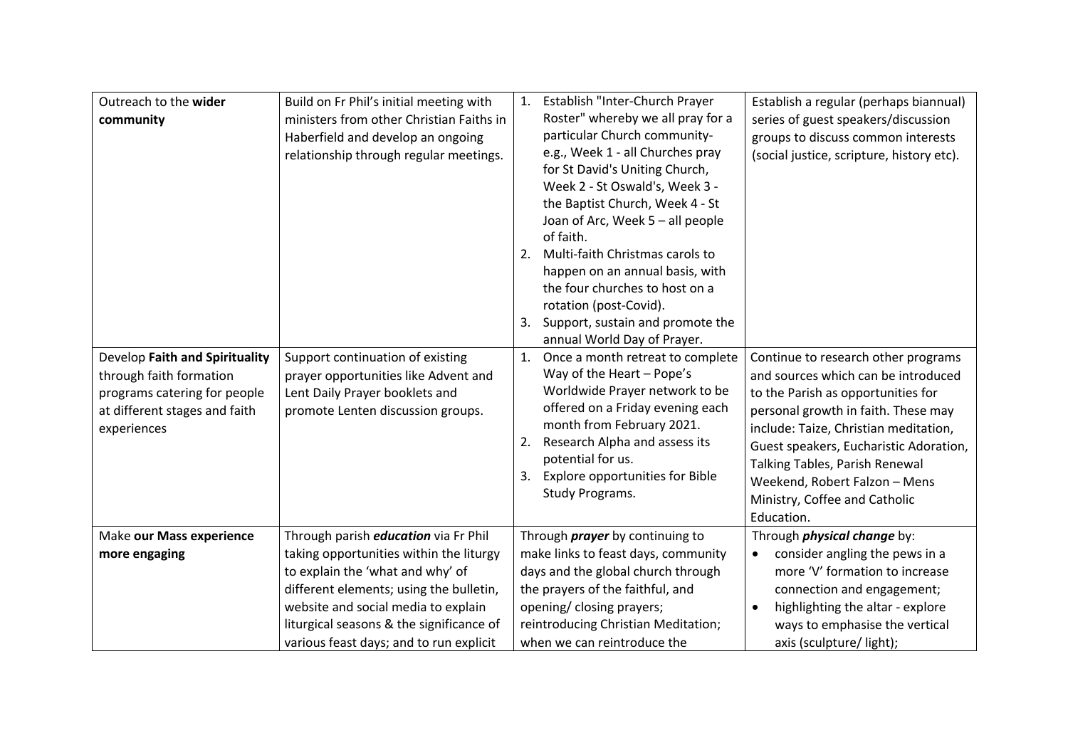| | | | |
|---|---|---|---|
| Outreach to the **wider community** | Build on Fr Phil's initial meeting with ministers from other Christian Faiths in Haberfield and develop an ongoing relationship through regular meetings. | 1. Establish "Inter-Church Prayer Roster" whereby we all pray for a particular Church community- e.g., Week 1 - all Churches pray for St David's Uniting Church, Week 2 - St Oswald's, Week 3 - the Baptist Church, Week 4 - St Joan of Arc, Week 5 – all people of faith.<br>2. Multi-faith Christmas carols to happen on an annual basis, with the four churches to host on a rotation (post-Covid).<br>3. Support, sustain and promote the annual World Day of Prayer. | Establish a regular (perhaps biannual) series of guest speakers/discussion groups to discuss common interests (social justice, scripture, history etc). |
| Develop **Faith and Spirituality** through faith formation programs catering for people at different stages and faith experiences | Support continuation of existing prayer opportunities like Advent and Lent Daily Prayer booklets and promote Lenten discussion groups. | 1. Once a month retreat to complete Way of the Heart – Pope's Worldwide Prayer network to be offered on a Friday evening each month from February 2021.<br>2. Research Alpha and assess its potential for us.<br>3. Explore opportunities for Bible Study Programs. | Continue to research other programs and sources which can be introduced to the Parish as opportunities for personal growth in faith. These may include: Taize, Christian meditation, Guest speakers, Eucharistic Adoration, Talking Tables, Parish Renewal Weekend, Robert Falzon – Mens Ministry, Coffee and Catholic Education. |
| Make **our Mass experience more engaging** | Through parish ***education*** via Fr Phil taking opportunities within the liturgy to explain the 'what and why' of different elements; using the bulletin, website and social media to explain liturgical seasons & the significance of various feast days; and to run explicit | Through ***prayer*** by continuing to make links to feast days, community days and the global church through the prayers of the faithful, and opening/ closing prayers; reintroducing Christian Meditation; when we can reintroduce the | Through ***physical change*** by:<br>• consider angling the pews in a more 'V' formation to increase connection and engagement;<br>• highlighting the altar - explore ways to emphasise the vertical axis (sculpture/ light); |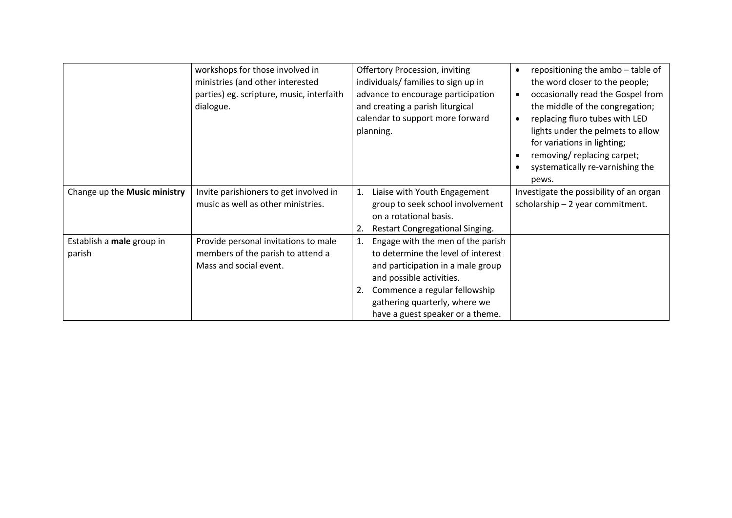| | | | |
|---|---|---|---|
| | workshops for those involved in ministries (and other interested parties) eg. scripture, music, interfaith dialogue. | Offertory Procession, inviting individuals/ families to sign up in advance to encourage participation and creating a parish liturgical calendar to support more forward planning. | • repositioning the ambo – table of the word closer to the people;<br>• occasionally read the Gospel from the middle of the congregation;<br>• replacing fluro tubes with LED lights under the pelmets to allow for variations in lighting;<br>• removing/ replacing carpet;<br>• systematically re-varnishing the pews. |
| Change up the **Music ministry** | Invite parishioners to get involved in music as well as other ministries. | 1. Liaise with Youth Engagement group to seek school involvement on a rotational basis.<br>2. Restart Congregational Singing. | Investigate the possibility of an organ scholarship – 2 year commitment. |
| Establish a **male** group in parish | Provide personal invitations to male members of the parish to attend a Mass and social event. | 1. Engage with the men of the parish to determine the level of interest and participation in a male group and possible activities.<br>2. Commence a regular fellowship gathering quarterly, where we have a guest speaker or a theme. | |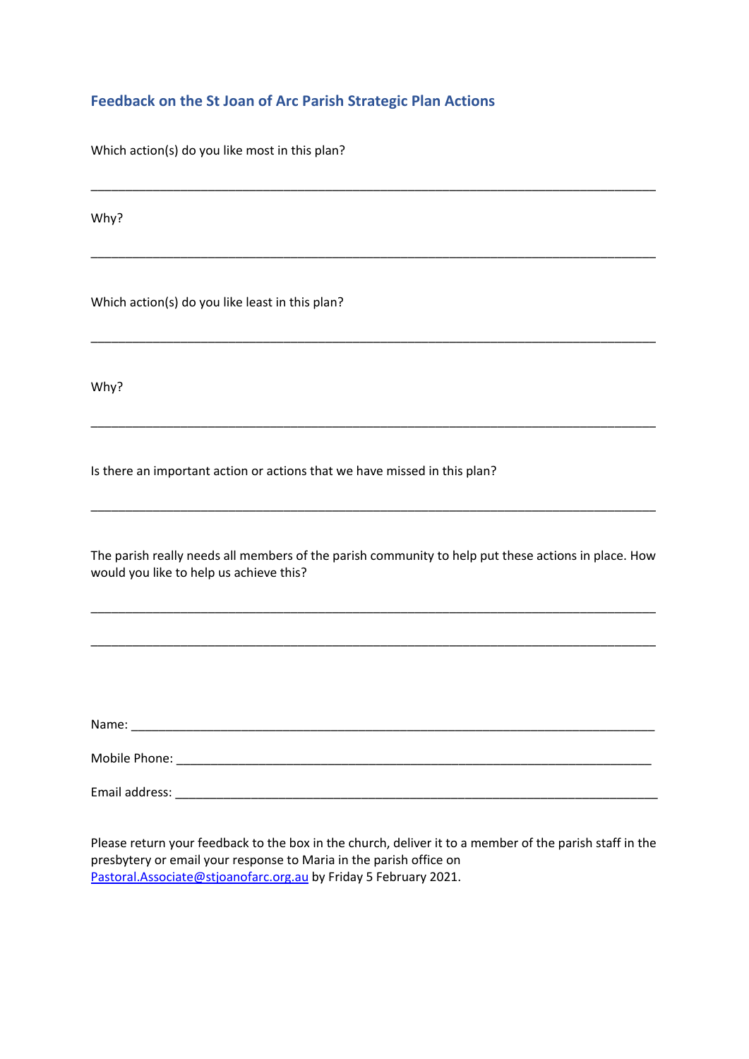## Feedback on the St Joan of Arc Parish Strategic Plan Actions

Which action(s) do you like most in this plan?

_______________________________________________________________________________

Why?

_______________________________________________________________________________

Which action(s) do you like least in this plan?

_______________________________________________________________________________

Why?

_______________________________________________________________________________

Is there an important action or actions that we have missed in this plan?

_______________________________________________________________________________

The parish really needs all members of the parish community to help put these actions in place. How would you like to help us achieve this?

_______________________________________________________________________________

_______________________________________________________________________________

Name: __________________________________________________________________________

Mobile Phone: ____________________________________________________________________

Email address: ____________________________________________________________________

Please return your feedback to the box in the church, deliver it to a member of the parish staff in the presbytery or email your response to Maria in the parish office on [Pastoral.Associate@stjoanofarc.org.au](mailto:Pastoral.Associate@stjoanofarc.org.au) by Friday 5 February 2021.